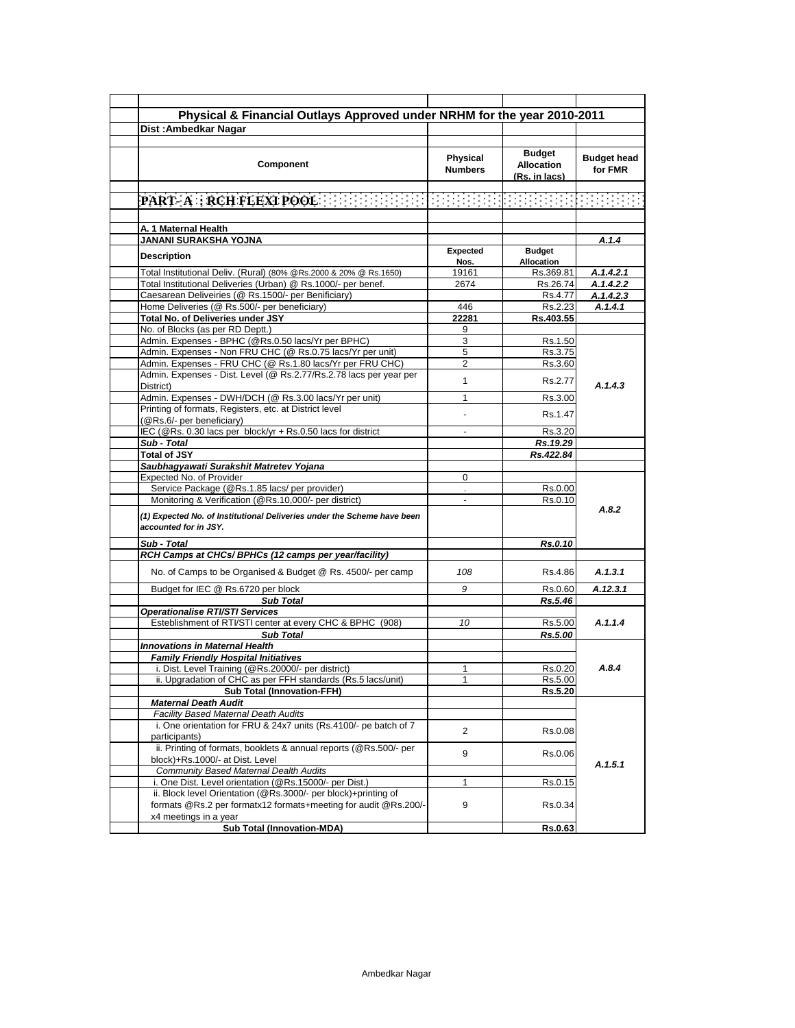## Physical & Financial Outlays Approved under NRHM for the year 2010-2011

**Dist :Ambedkar Nagar**

| Component | Physical Numbers | Budget Allocation (Rs. in lacs) | Budget head for FMR |
|---|---|---|---|
| **PART- A : RCH FLEXI POOL** | | | |
| **A. 1 Maternal Health** | | | |
| **JANANI SURAKSHA YOJNA** | | | ***A.1.4*** |
| **Description** | **Expected Nos.** | **Budget Allocation** | |
| Total Institutional Deliv. (Rural) (80% @Rs.2000 & 20% @ Rs.1650) | 19161 | Rs.369.81 | ***A.1.4.2.1*** |
| Total Institutional Deliveries (Urban) @ Rs.1000/- per benef. | 2674 | Rs.26.74 | ***A.1.4.2.2*** |
| Caesarean Deliveiries (@ Rs.1500/- per Benificiary) | | Rs.4.77 | ***A.1.4.2.3*** |
| Home Deliveries (@ Rs.500/- per beneficiary) | 446 | Rs.2.23 | ***A.1.4.1*** |
| **Total No. of Deliveries under JSY** | **22281** | **Rs.403.55** | |
| No. of Blocks (as per RD Deptt.) | 9 | | |
| Admin. Expenses - BPHC (@Rs.0.50 lacs/Yr per BPHC) | 3 | Rs.1.50 | ***A.1.4.3*** |
| Admin. Expenses - Non FRU CHC (@ Rs.0.75 lacs/Yr per unit) | 5 | Rs.3.75 | |
| Admin. Expenses - FRU CHC (@ Rs.1.80 lacs/Yr per FRU CHC) | 2 | Rs.3.60 | |
| Admin. Expenses - Dist. Level (@ Rs.2.77/Rs.2.78 lacs per year per District) | 1 | Rs.2.77 | |
| Admin. Expenses - DWH/DCH (@ Rs.3.00 lacs/Yr per unit) | 1 | Rs.3.00 | |
| Printing of formats, Registers, etc. at District level (@Rs.6/- per beneficiary) | - | Rs.1.47 | |
| IEC (@Rs. 0.30 lacs per block/yr + Rs.0.50 lacs for district | - | Rs.3.20 | |
| ***Sub - Total*** | | ***Rs.19.29*** | |
| **Total of JSY** | | ***Rs.422.84*** | |
| ***Saubhagyawati Surakshit Matretev Yojana*** | | | |
| Expected No. of Provider | 0 | | ***A.8.2*** |
| Service Package (@Rs.1.85 lacs/ per provider) | . | Rs.0.00 | |
| Monitoring & Verification (@Rs.10,000/- per district) | - | Rs.0.10 | |
| ***(1) Expected No. of Institutional Deliveries under the Scheme have been accounted for in JSY.*** | | | |
| ***Sub - Total*** | | ***Rs.0.10*** | |
| ***RCH Camps at CHCs/ BPHCs (12 camps per year/facility)*** | | | |
| No. of Camps to be Organised & Budget @ Rs. 4500/- per camp | *108* | Rs.4.86 | ***A.1.3.1*** |
| Budget for IEC @ Rs.6720 per block | *9* | Rs.0.60 | ***A.12.3.1*** |
| ***Sub Total*** | | ***Rs.5.46*** | |
| ***Operationalise RTI/STI Services*** | | | |
| Esteblishment of RTI/STI center at every CHC & BPHC (908) | *10* | Rs.5.00 | ***A.1.1.4*** |
| ***Sub Total*** | | ***Rs.5.00*** | |
| ***Innovations in Maternal Health*** | | | ***A.8.4*** |
| ***Family Friendly Hospital Initiatives*** | | | |
| i. Dist. Level Training (@Rs.20000/- per district) | 1 | Rs.0.20 | |
| ii. Upgradation of CHC as per FFH standards (Rs.5 lacs/unit) | 1 | Rs.5.00 | |
| **Sub Total (Innovation-FFH)** | | **Rs.5.20** | |
| ***Maternal Death Audit*** | | | ***A.1.5.1*** |
| *Facility Based Maternal Death Audits* | | | |
| i. One orientation for FRU & 24x7 units (Rs.4100/- pe batch of 7 participants) | 2 | Rs.0.08 | |
| ii. Printing of formats, booklets & annual reports (@Rs.500/- per block)+Rs.1000/- at Dist. Level | 9 | Rs.0.06 | |
| *Community Based Maternal Dealth Audits* | | | |
| i. One Dist. Level orientation (@Rs.15000/- per Dist.) | 1 | Rs.0.15 | |
| ii. Block level Orientation (@Rs.3000/- per block)+printing of formats @Rs.2 per formatx12 formats+meeting for audit @Rs.200/- x4 meetings in a year | 9 | Rs.0.34 | |
| **Sub Total (Innovation-MDA)** | | **Rs.0.63** | |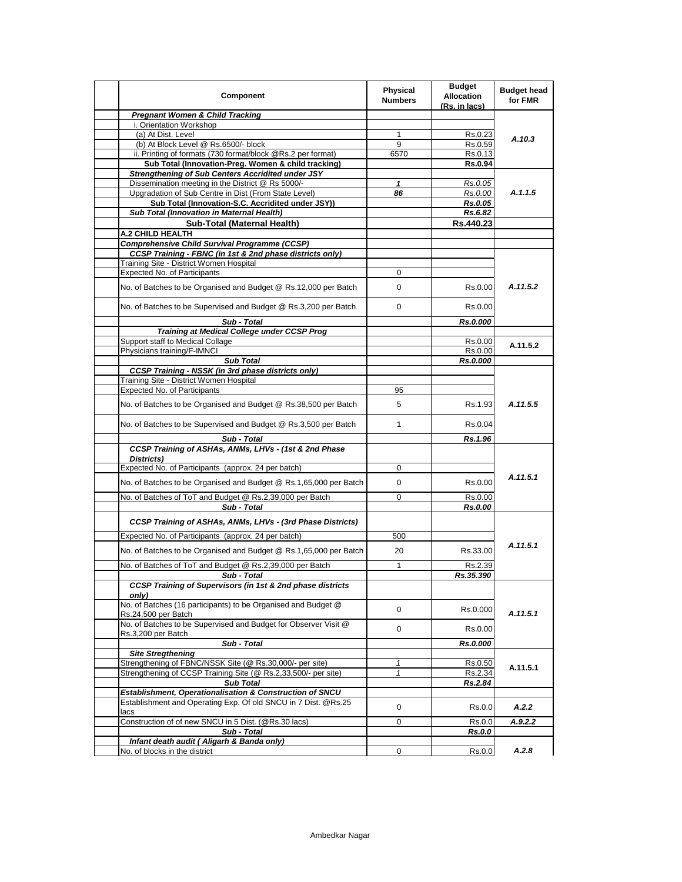| Component | Physical Numbers | Budget Allocation (Rs. in lacs) | Budget head for FMR |
|---|---|---|---|
| ***Pregnant Women & Child Tracking*** | | | |
| i. Orientation Workshop | | | A.10.3 |
| (a) At Dist. Level | 1 | Rs.0.23 | |
| (b) At Block Level @ Rs.6500/- block | 9 | Rs.0.59 | |
| ii. Printing of formats (730 format/block @Rs.2 per format) | 6570 | Rs.0.13 | |
| **Sub Total (Innovation-Preg. Women & child tracking)** | | **Rs.0.94** | |
| ***Strengthening of Sub Centers Accridited under JSY*** | | | A.1.1.5 |
| Dissemination meeting in the District @ Rs 5000/- | ***1*** | *Rs.0.05* | |
| Upgradation of Sub Centre in Dist (From State Level) | ***86*** | *Rs.0.00* | |
| **Sub Total (Innovation-S.C. Accridited under JSY))** | | ***Rs.0.05*** | |
| ***Sub Total (Innovation in Maternal Health)*** | | ***Rs.6.82*** | |
| **Sub-Total (Maternal Health)** | | **Rs.440.23** | |
| **A.2 CHILD HEALTH** | | | |
| ***Comprehensive Child Survival Programme (CCSP)*** | | | |
| ***CCSP Training - FBNC (in 1st & 2nd phase districts only)*** | | | A.11.5.2 |
| Training Site - District Women Hospital | | | |
| Expected No. of Participants | 0 | | |
| No. of Batches to be Organised and Budget @ Rs.12,000 per Batch | 0 | Rs.0.00 | |
| No. of Batches to be Supervised and Budget @ Rs.3,200 per Batch | 0 | Rs.0.00 | |
| ***Sub - Total*** | | ***Rs.0.000*** | |
| ***Training at Medical College under CCSP Prog*** | | | |
| Support staff to Medical Collage | | Rs.0.00 | A.11.5.2 |
| Physicians training/F-IMNCI | | Rs.0.00 | |
| ***Sub Total*** | | ***Rs.0.000*** | |
| ***CCSP Training - NSSK (in 3rd phase districts only)*** | | | A.11.5.5 |
| Training Site - District Women Hospital | | | |
| Expected No. of Participants | 95 | | |
| No. of Batches to be Organised and Budget @ Rs.38,500 per Batch | 5 | Rs.1.93 | |
| No. of Batches to be Supervised and Budget @ Rs.3,500 per Batch | 1 | Rs.0.04 | |
| ***Sub - Total*** | | ***Rs.1.96*** | |
| ***CCSP Training of ASHAs, ANMs, LHVs - (1st & 2nd Phase Districts)*** | | | A.11.5.1 |
| Expected No. of Participants (approx. 24 per batch) | 0 | | |
| No. of Batches to be Organised and Budget @ Rs.1,65,000 per Batch | 0 | Rs.0.00 | |
| No. of Batches of ToT and Budget @ Rs.2,39,000 per Batch | 0 | Rs.0.00 | |
| ***Sub - Total*** | | ***Rs.0.00*** | |
| ***CCSP Training of ASHAs, ANMs, LHVs - (3rd Phase Districts)*** | | | A.11.5.1 |
| Expected No. of Participants (approx. 24 per batch) | 500 | | |
| No. of Batches to be Organised and Budget @ Rs.1,65,000 per Batch | 20 | Rs.33.00 | |
| No. of Batches of ToT and Budget @ Rs.2,39,000 per Batch | 1 | Rs.2.39 | |
| ***Sub - Total*** | | ***Rs.35.390*** | |
| ***CCSP Training of Supervisors (in 1st & 2nd phase districts only)*** | | | A.11.5.1 |
| No. of Batches (16 participants) to be Organised and Budget @ Rs.24,500 per Batch | 0 | Rs.0.000 | |
| No. of Batches to be Supervised and Budget for Observer Visit @ Rs.3,200 per Batch | 0 | Rs.0.00 | |
| ***Sub - Total*** | | ***Rs.0.000*** | |
| ***Site Stregthening*** | | | A.11.5.1 |
| Strengthening of FBNC/NSSK Site (@ Rs.30,000/- per site) | *1* | Rs.0.50 | |
| Strengthening of CCSP Training Site (@ Rs.2,33,500/- per site) | *1* | Rs.2.34 | |
| ***Sub Total*** | | ***Rs.2.84*** | |
| ***Establishment, Operationalisation & Construction of SNCU*** | | | |
| Establishment and Operating Exp. Of old SNCU in 7 Dist. @Rs.25 lacs | 0 | Rs.0.0 | ***A.2.2*** |
| Construction of of new SNCU in 5 Dist. (@Rs.30 lacs) | 0 | Rs.0.0 | ***A.9.2.2*** |
| ***Sub - Total*** | | ***Rs.0.0*** | |
| ***Infant death audit ( Aligarh & Banda only)*** | | | A.2.8 |
| No. of blocks in the district | 0 | Rs.0.0 | |

Ambedkar Nagar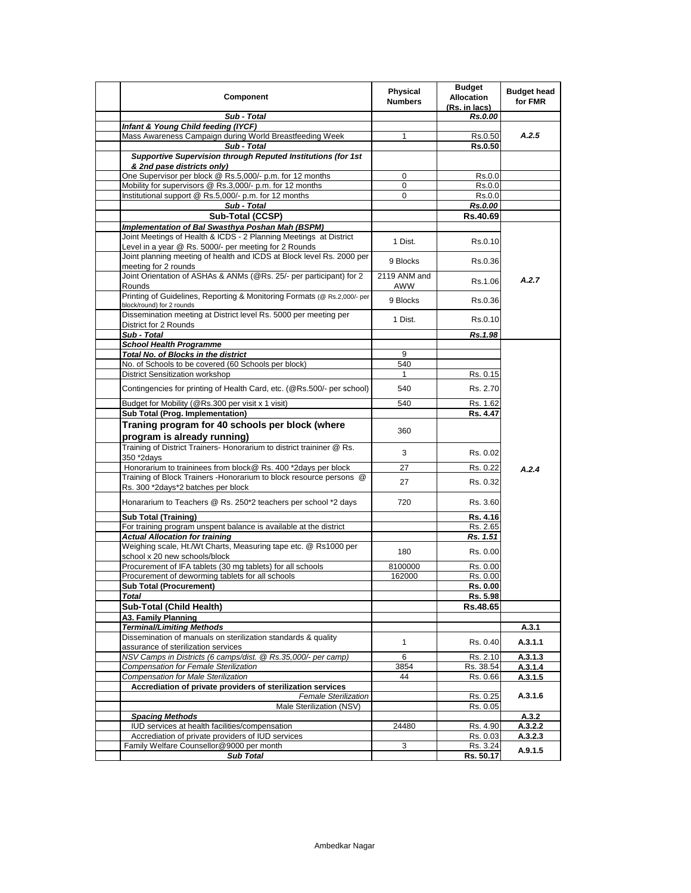| Component | Physical Numbers | Budget Allocation (Rs. in lacs) | Budget head for FMR |
|---|---|---|---|
| ***Sub - Total*** | | ***Rs.0.00*** | |
| ***Infant & Young Child feeding (IYCF)*** | | | |
| Mass Awareness Campaign during World Breastfeeding Week | 1 | Rs.0.50 | ***A.2.5*** |
| ***Sub - Total*** | | **Rs.0.50** | |
| ***Supportive Supervision through Reputed Institutions (for 1st & 2nd pase districts only)*** | | | |
| One Supervisor per block @ Rs.5,000/- p.m. for 12 months | 0 | Rs.0.0 | |
| Mobility for supervisors @ Rs.3,000/- p.m. for 12 months | 0 | Rs.0.0 | |
| Institutional support @ Rs.5,000/- p.m. for 12 months | 0 | Rs.0.0 | |
| ***Sub - Total*** | | ***Rs.0.00*** | |
| **Sub-Total (CCSP)** | | **Rs.40.69** | |
| ***Implementation of Bal Swasthya Poshan Mah (BSPM)*** | | | |
| Joint Meetings of Health & ICDS - 2 Planning Meetings at District Level in a year @ Rs. 5000/- per meeting for 2 Rounds | 1 Dist. | Rs.0.10 | |
| Joint planning meeting of health and ICDS at Block level Rs. 2000 per meeting for 2 rounds | 9 Blocks | Rs.0.36 | |
| Joint Orientation of ASHAs & ANMs (@Rs. 25/- per participant) for 2 Rounds | 2119 ANM and AWW | Rs.1.06 | ***A.2.7*** |
| Printing of Guidelines, Reporting & Monitoring Formats (@ Rs.2,000/- per block/round) for 2 rounds | 9 Blocks | Rs.0.36 | |
| Dissemination meeting at District level Rs. 5000 per meeting per District for 2 Rounds | 1 Dist. | Rs.0.10 | |
| ***Sub - Total*** | | ***Rs.1.98*** | |
| ***School Health Programme*** | | | |
| ***Total No. of Blocks in the district*** | 9 | | |
| No. of Schools to be covered (60 Schools per block) | 540 | | |
| District Sensitization workshop | 1 | Rs. 0.15 | |
| Contingencies for printing of Health Card, etc. (@Rs.500/- per school) | 540 | Rs. 2.70 | |
| Budget for Mobility (@Rs.300 per visit x 1 visit) | 540 | Rs. 1.62 | |
| **Sub Total (Prog. Implementation)** | | **Rs. 4.47** | |
| **Traning program for 40 schools per block (where program is already running)** | 360 | | |
| Training of District Trainers- Honorarium to district traininer @ Rs. 350 *2days | 3 | Rs. 0.02 | |
| Honorarium to traininees from block@ Rs. 400 *2days per block | 27 | Rs. 0.22 | ***A.2.4*** |
| Training of Block Trainers -Honorarium to block resource persons @ Rs. 300 *2days*2 batches per block | 27 | Rs. 0.32 | |
| Honararium to Teachers @ Rs. 250*2 teachers per school *2 days | 720 | Rs. 3.60 | |
| **Sub Total (Training)** | | **Rs. 4.16** | |
| For training program unspent balance is available at the district | | Rs. 2.65 | |
| ***Actual Allocation for training*** | | ***Rs. 1.51*** | |
| Weighing scale, Ht./Wt Charts, Measuring tape etc. @ Rs1000 per school x 20 new schools/block | 180 | Rs. 0.00 | |
| Procurement of IFA tablets (30 mg tablets) for all schools | 8100000 | Rs. 0.00 | |
| Procurement of deworming tablets for all schools | 162000 | Rs. 0.00 | |
| **Sub Total (Procurement)** | | **Rs. 0.00** | |
| ***Total*** | | **Rs. 5.98** | |
| **Sub-Total (Child Health)** | | **Rs.48.65** | |
| **A3. Family Planning** | | | |
| ***Terminal/Limiting Methods*** | | | **A.3.1** |
| Dissemination of manuals on sterilization standards & quality assurance of sterilization services | 1 | Rs. 0.40 | **A.3.1.1** |
| *NSV Camps in Districts (6 camps/dist. @ Rs.35,000/- per camp)* | 6 | Rs. 2.10 | **A.3.1.3** |
| *Compensation for Female Sterilization* | 3854 | Rs. 38.54 | **A.3.1.4** |
| *Compensation for Male Sterilization* | 44 | Rs. 0.66 | **A.3.1.5** |
| **Accrediation of private providers of sterilization services** | | | |
| *Female Sterilization* | | Rs. 0.25 | **A.3.1.6** |
| Male Sterilization (NSV) | | Rs. 0.05 | |
| ***Spacing Methods*** | | | **A.3.2** |
| IUD services at health facilities/compensation | 24480 | Rs. 4.90 | **A.3.2.2** |
| Accrediation of private providers of IUD services | | Rs. 0.03 | **A.3.2.3** |
| Family Welfare Counsellor@9000 per month | 3 | Rs. 3.24 | **A.9.1.5** |
| ***Sub Total*** | | **Rs. 50.17** | |

Ambedkar Nagar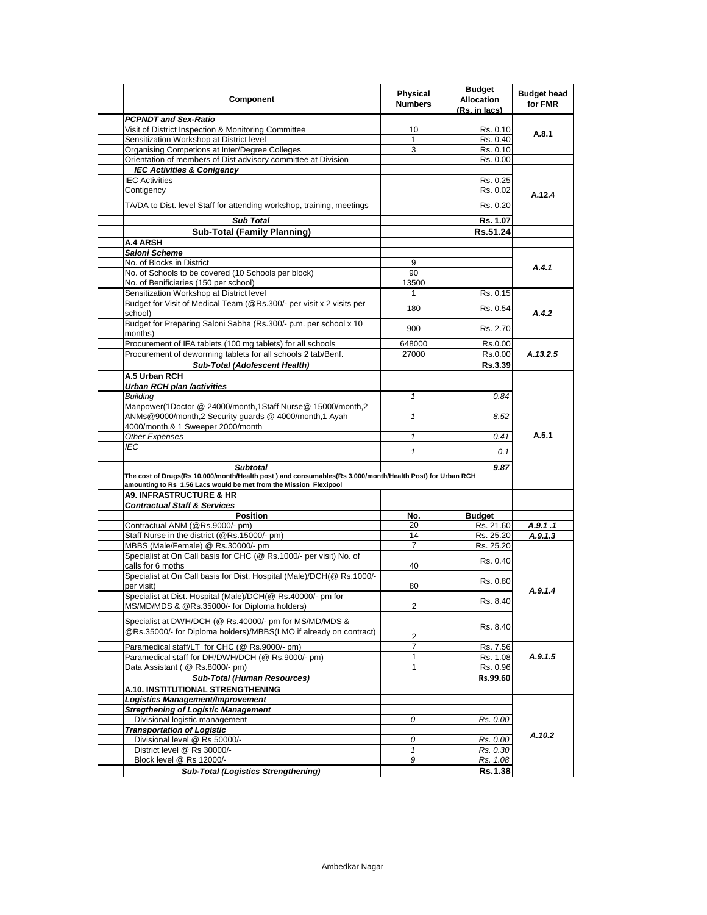| | Component | Physical Numbers | Budget Allocation (Rs. in lacs) | Budget head for FMR |
|---|---|---|---|---|
| | ***PCPNDT and Sex-Ratio*** | | | |
| | Visit of District Inspection & Monitoring Committee | 10 | Rs. 0.10 | A.8.1 |
| | Sensitization Workshop at District level | 1 | Rs. 0.40 | |
| | Organising Competions at Inter/Degree Colleges | 3 | Rs. 0.10 | |
| | Orientation of members of Dist advisory committee at Division | | Rs. 0.00 | |
| | ***IEC Activities & Conigency*** | | | A.12.4 |
| | IEC Activities | | Rs. 0.25 | |
| | Contigency | | Rs. 0.02 | |
| | TA/DA to Dist. level Staff for attending workshop, training, meetings | | Rs. 0.20 | |
| | ***Sub Total*** | | **Rs. 1.07** | |
| | **Sub-Total (Family Planning)** | | **Rs.51.24** | |
| | **A.4 ARSH** | | | |
| | ***Saloni Scheme*** | | | |
| | No. of Blocks in District | 9 | | *A.4.1* |
| | No. of Schools to be covered (10 Schools per block) | 90 | | |
| | No. of Benificiaries (150 per school) | 13500 | | |
| | Sensitization Workshop at District level | 1 | Rs. 0.15 | *A.4.2* |
| | Budget for Visit of Medical Team (@Rs.300/- per visit x 2 visits per school) | 180 | Rs. 0.54 | |
| | Budget for Preparing Saloni Sabha (Rs.300/- p.m. per school x 10 months) | 900 | Rs. 2.70 | |
| | Procurement of IFA tablets (100 mg tablets) for all schools | 648000 | Rs.0.00 | *A.13.2.5* |
| | Procurement of deworming tablets for all schools 2 tab/Benf. | 27000 | Rs.0.00 | |
| | ***Sub-Total (Adolescent Health)*** | | **Rs.3.39** | |
| | **A.5 Urban RCH** | | | |
| | ***Urban RCH plan /activities*** | | | A.5.1 |
| | *Building* | *1* | *0.84* | |
| | Manpower(1Doctor @ 24000/month,1Staff Nurse@ 15000/month,2 ANMs@9000/month,2 Security guards @ 4000/month,1 Ayah 4000/month,& 1 Sweeper 2000/month | *1* | *8.52* | |
| | *Other Expenses* | *1* | *0.41* | |
| | *IEC* | *1* | *0.1* | |
| | ***Subtotal*** | | ***9.87*** | |
| | **The cost of Drugs(Rs 10,000/month/Health post ) and consumables(Rs 3,000/month/Health Post) for Urban RCH amounting to Rs 1.56 Lacs would be met from the Mission Flexipool** | | | |
| | **A9. INFRASTRUCTURE & HR** | | | |
| | ***Contractual Staff & Services*** | | | |
| | **Position** | **No.** | **Budget** | |
| | Contractual ANM (@Rs.9000/- pm) | 20 | Rs. 21.60 | *A.9.1 .1* |
| | Staff Nurse in the district (@Rs.15000/- pm) | 14 | Rs. 25.20 | *A.9.1.3* |
| | MBBS (Male/Female) @ Rs.30000/- pm | 7 | Rs. 25.20 | *A.9.1.4* |
| | Specialist at On Call basis for CHC (@ Rs.1000/- per visit) No. of calls for 6 moths | 40 | Rs. 0.40 | |
| | Specialist at On Call basis for Dist. Hospital (Male)/DCH(@ Rs.1000/- per visit) | 80 | Rs. 0.80 | |
| | Specialist at Dist. Hospital (Male)/DCH(@ Rs.40000/- pm for MS/MD/MDS & @Rs.35000/- for Diploma holders) | 2 | Rs. 8.40 | |
| | Specialist at DWH/DCH (@ Rs.40000/- pm for MS/MD/MDS & @Rs.35000/- for Diploma holders)/MBBS(LMO if already on contract) | 2 | Rs. 8.40 | |
| | Paramedical staff/LT for CHC (@ Rs.9000/- pm) | 7 | Rs. 7.56 | *A.9.1.5* |
| | Paramedical staff for DH/DWH/DCH (@ Rs.9000/- pm) | 1 | Rs. 1.08 | |
| | Data Assistant ( @ Rs.8000/- pm) | 1 | Rs. 0.96 | |
| | ***Sub-Total (Human Resources)*** | | **Rs.99.60** | |
| | **A.10. INSTITUTIONAL STRENGTHENING** | | | |
| | ***Logistics Management/Improvement*** | | | |
| | ***Stregthening of Logistic Management*** | | | *A.10.2* |
| | Divisional logistic management | *0* | *Rs. 0.00* | |
| | ***Transportation of Logistic*** | | | |
| | Divisional level @ Rs 50000/- | *0* | *Rs. 0.00* | |
| | District level @ Rs 30000/- | *1* | *Rs. 0.30* | |
| | Block level @ Rs 12000/- | *9* | *Rs. 1.08* | |
| | ***Sub-Total (Logistics Strengthening)*** | | **Rs.1.38** | |

Ambedkar Nagar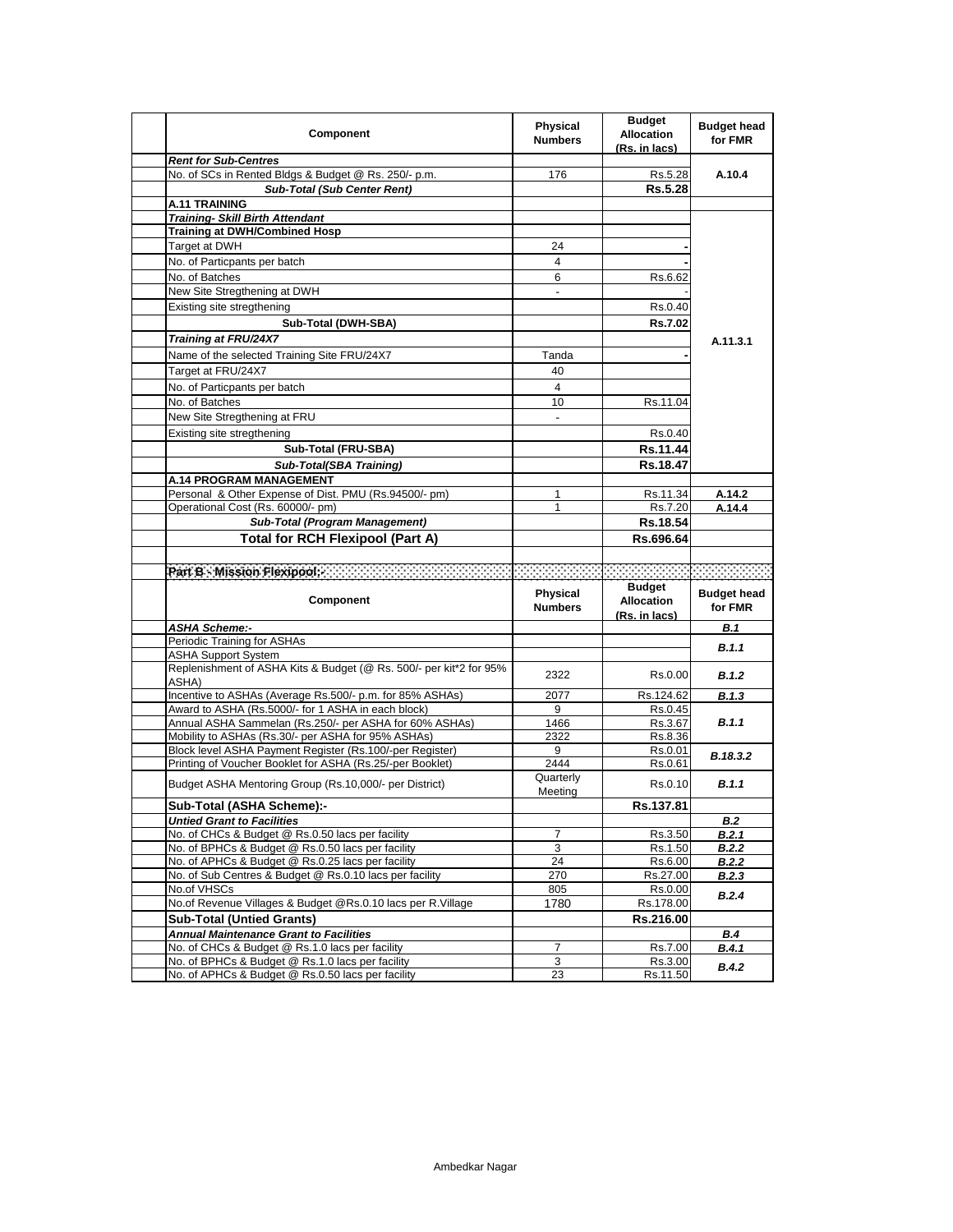| Component | Physical Numbers | Budget Allocation (Rs. in lacs) | Budget head for FMR |
|---|---|---|---|
| ***Rent for Sub-Centres*** | | | |
| No. of SCs in Rented Bldgs & Budget @ Rs. 250/- p.m. | 176 | Rs.5.28 | **A.10.4** |
| ***Sub-Total (Sub Center Rent)*** | | **Rs.5.28** | |
| **A.11 TRAINING** | | | |
| ***Training- Skill Birth Attendant*** | | | **A.11.3.1** |
| **Training at DWH/Combined Hosp** | | | |
| Target at DWH | 24 | - | |
| No. of Particpants per batch | 4 | - | |
| No. of Batches | 6 | Rs.6.62 | |
| New Site Stregthening at DWH | - | - | |
| Existing site stregthening | | Rs.0.40 | |
| **Sub-Total (DWH-SBA)** | | **Rs.7.02** | |
| ***Training at FRU/24X7*** | | | |
| Name of the selected Training Site FRU/24X7 | Tanda | - | |
| Target at FRU/24X7 | 40 | | |
| No. of Particpants per batch | 4 | | |
| No. of Batches | 10 | Rs.11.04 | |
| New Site Stregthening at FRU | - | | |
| Existing site stregthening | | Rs.0.40 | |
| **Sub-Total (FRU-SBA)** | | **Rs.11.44** | |
| ***Sub-Total(SBA Training)*** | | **Rs.18.47** | |
| **A.14 PROGRAM MANAGEMENT** | | | |
| Personal & Other Expense of Dist. PMU (Rs.94500/- pm) | 1 | Rs.11.34 | **A.14.2** |
| Operational Cost (Rs. 60000/- pm) | 1 | Rs.7.20 | **A.14.4** |
| ***Sub-Total (Program Management)*** | | **Rs.18.54** | |
| **Total for RCH Flexipool (Part A)** | | **Rs.696.64** | |

**Part B - Mission Flexipool:-**

| Component | Physical Numbers | Budget Allocation (Rs. in lacs) | Budget head for FMR |
|---|---|---|---|
| ***ASHA Scheme:-*** | | | ***B.1*** |
| Periodic Training for ASHAs | | | ***B.1.1*** |
| ASHA Support System | | | |
| Replenishment of ASHA Kits & Budget (@ Rs. 500/- per kit*2 for 95% ASHA) | 2322 | Rs.0.00 | ***B.1.2*** |
| Incentive to ASHAs (Average Rs.500/- p.m. for 85% ASHAs) | 2077 | Rs.124.62 | ***B.1.3*** |
| Award to ASHA (Rs.5000/- for 1 ASHA in each block) | 9 | Rs.0.45 | ***B.1.1*** |
| Annual ASHA Sammelan (Rs.250/- per ASHA for 60% ASHAs) | 1466 | Rs.3.67 | |
| Mobility to ASHAs (Rs.30/- per ASHA for 95% ASHAs) | 2322 | Rs.8.36 | |
| Block level ASHA Payment Register (Rs.100/-per Register) | 9 | Rs.0.01 | ***B.18.3.2*** |
| Printing of Voucher Booklet for ASHA (Rs.25/-per Booklet) | 2444 | Rs.0.61 | |
| Budget ASHA Mentoring Group (Rs.10,000/- per District) | Quarterly Meeting | Rs.0.10 | ***B.1.1*** |
| **Sub-Total (ASHA Scheme):-** | | **Rs.137.81** | |
| ***Untied Grant to Facilities*** | | | ***B.2*** |
| No. of CHCs & Budget @ Rs.0.50 lacs per facility | 7 | Rs.3.50 | ***B.2.1*** |
| No. of BPHCs & Budget @ Rs.0.50 lacs per facility | 3 | Rs.1.50 | ***B.2.2*** |
| No. of APHCs & Budget @ Rs.0.25 lacs per facility | 24 | Rs.6.00 | ***B.2.2*** |
| No. of Sub Centres & Budget @ Rs.0.10 lacs per facility | 270 | Rs.27.00 | ***B.2.3*** |
| No.of VHSCs | 805 | Rs.0.00 | ***B.2.4*** |
| No.of Revenue Villages & Budget @Rs.0.10 lacs per R.Village | 1780 | Rs.178.00 | |
| **Sub-Total (Untied Grants)** | | **Rs.216.00** | |
| ***Annual Maintenance Grant to Facilities*** | | | ***B.4*** |
| No. of CHCs & Budget @ Rs.1.0 lacs per facility | 7 | Rs.7.00 | ***B.4.1*** |
| No. of BPHCs & Budget @ Rs.1.0 lacs per facility | 3 | Rs.3.00 | ***B.4.2*** |
| No. of APHCs & Budget @ Rs.0.50 lacs per facility | 23 | Rs.11.50 | |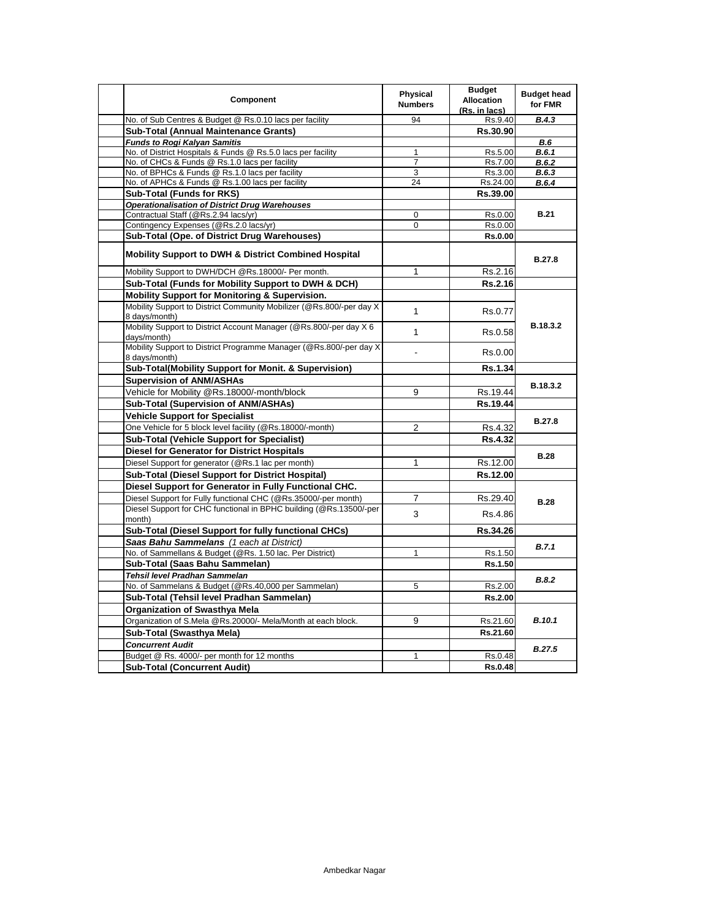| Component | Physical Numbers | Budget Allocation (Rs. in lacs) | Budget head for FMR |
|---|---|---|---|
| No. of Sub Centres & Budget @ Rs.0.10 lacs per facility | 94 | Rs.9.40 | ***B.4.3*** |
| **Sub-Total (Annual Maintenance Grants)** | | **Rs.30.90** | |
| ***Funds to Rogi Kalyan Samitis*** | | | ***B.6*** |
| No. of District Hospitals & Funds @ Rs.5.0 lacs per facility | 1 | Rs.5.00 | ***B.6.1*** |
| No. of CHCs & Funds @ Rs.1.0 lacs per facility | 7 | Rs.7.00 | ***B.6.2*** |
| No. of BPHCs & Funds @ Rs.1.0 lacs per facility | 3 | Rs.3.00 | ***B.6.3*** |
| No. of APHCs & Funds @ Rs.1.00 lacs per facility | 24 | Rs.24.00 | ***B.6.4*** |
| **Sub-Total (Funds for RKS)** | | **Rs.39.00** | |
| ***Operationalisation of District Drug Warehouses*** | | | **B.21** |
| Contractual Staff (@Rs.2.94 lacs/yr) | 0 | Rs.0.00 | |
| Contingency Expenses (@Rs.2.0 lacs/yr) | 0 | Rs.0.00 | |
| **Sub-Total (Ope. of District Drug Warehouses)** | | **Rs.0.00** | |
| **Mobility Support to DWH & District Combined Hospital** | | | **B.27.8** |
| Mobility Support to DWH/DCH @Rs.18000/- Per month. | 1 | Rs.2.16 | |
| **Sub-Total (Funds for Mobility Support to DWH & DCH)** | | **Rs.2.16** | |
| **Mobility Support for Monitoring & Supervision.** | | | **B.18.3.2** |
| Mobility Support to District Community Mobilizer (@Rs.800/-per day X 8 days/month) | 1 | Rs.0.77 | |
| Mobility Support to District Account Manager (@Rs.800/-per day X 6 days/month) | 1 | Rs.0.58 | |
| Mobility Support to District Programme Manager (@Rs.800/-per day X 8 days/month) | - | Rs.0.00 | |
| **Sub-Total(Mobility Support for Monit. & Supervision)** | | **Rs.1.34** | |
| **Supervision of ANM/ASHAs** | | | **B.18.3.2** |
| Vehicle for Mobility @Rs.18000/-month/block | 9 | Rs.19.44 | |
| **Sub-Total (Supervision of ANM/ASHAs)** | | **Rs.19.44** | |
| **Vehicle Support for Specialist** | | | **B.27.8** |
| One Vehicle for 5 block level facility (@Rs.18000/-month) | 2 | Rs.4.32 | |
| **Sub-Total (Vehicle Support for Specialist)** | | **Rs.4.32** | |
| **Diesel for Generator for District Hospitals** | | | **B.28** |
| Diesel Support for generator (@Rs.1 lac per month) | 1 | Rs.12.00 | |
| **Sub-Total (Diesel Support for District Hospital)** | | **Rs.12.00** | |
| **Diesel Support for Generator in Fully Functional CHC.** | | | **B.28** |
| Diesel Support for Fully functional CHC (@Rs.35000/-per month) | 7 | Rs.29.40 | |
| Diesel Support for CHC functional in BPHC building (@Rs.13500/-per month) | 3 | Rs.4.86 | |
| **Sub-Total (Diesel Support for fully functional CHCs)** | | **Rs.34.26** | |
| ***Saas Bahu Sammelans** (1 each at District)* | | | ***B.7.1*** |
| No. of Sammellans & Budget (@Rs. 1.50 lac. Per District) | 1 | Rs.1.50 | |
| **Sub-Total (Saas Bahu Sammelan)** | | **Rs.1.50** | |
| ***Tehsil level Pradhan Sammelan*** | | | ***B.8.2*** |
| No. of Sammelans & Budget (@Rs.40,000 per Sammelan) | 5 | Rs.2.00 | |
| **Sub-Total (Tehsil level Pradhan Sammelan)** | | **Rs.2.00** | |
| **Organization of Swasthya Mela** | | | ***B.10.1*** |
| Organization of S.Mela @Rs.20000/- Mela/Month at each block. | 9 | Rs.21.60 | |
| **Sub-Total (Swasthya Mela)** | | **Rs.21.60** | |
| ***Concurrent Audit*** | | | ***B.27.5*** |
| Budget @ Rs. 4000/- per month for 12 months | 1 | Rs.0.48 | |
| **Sub-Total (Concurrent Audit)** | | **Rs.0.48** | |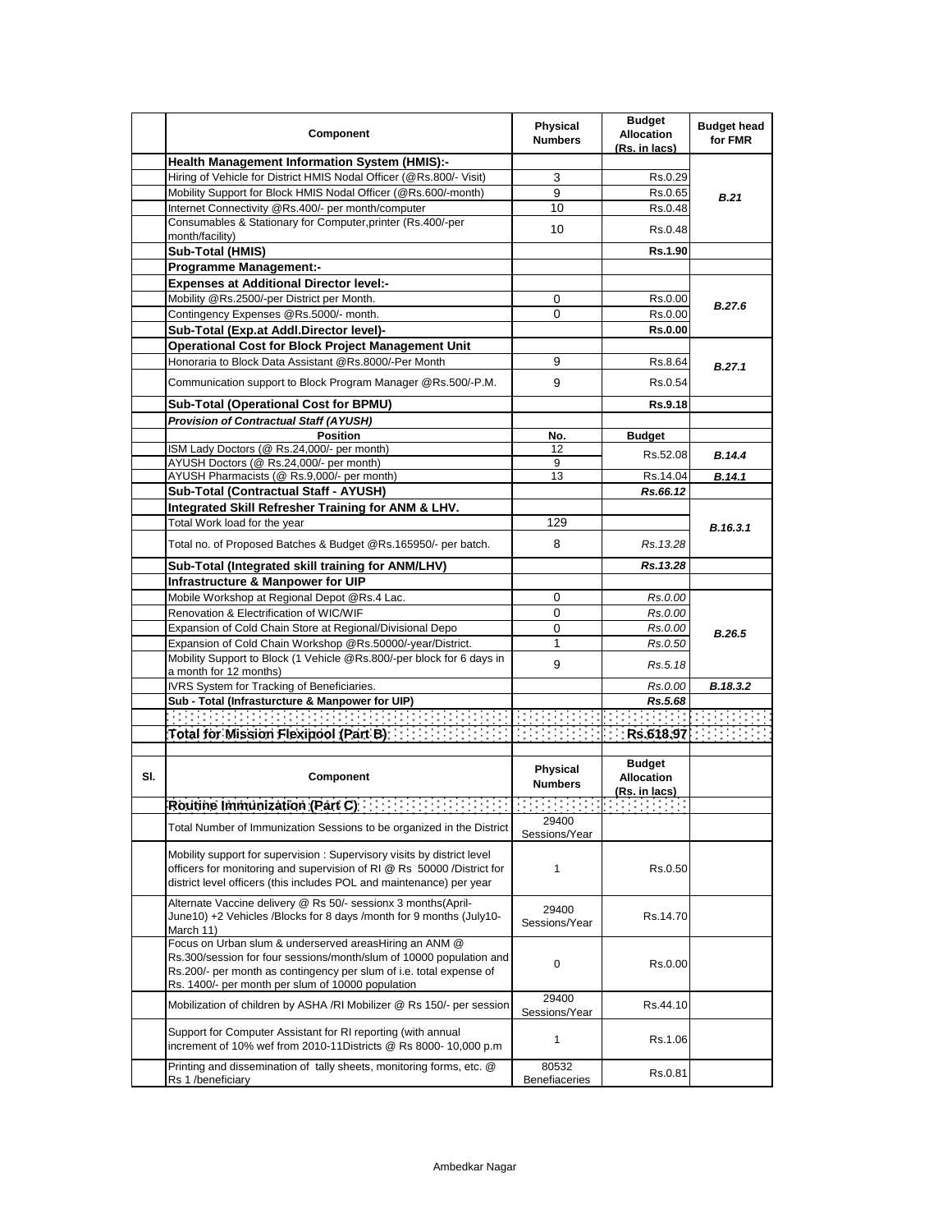| | Component | Physical Numbers | Budget Allocation (Rs. in lacs) | Budget head for FMR |
|---|---|---|---|---|
| | **Health Management Information System (HMIS):-** | | | |
| | Hiring of Vehicle for District HMIS Nodal Officer (@Rs.800/- Visit) | 3 | Rs.0.29 | ***B.21*** |
| | Mobility Support for Block HMIS Nodal Officer (@Rs.600/-month) | 9 | Rs.0.65 | |
| | Internet Connectivity @Rs.400/- per month/computer | 10 | Rs.0.48 | |
| | Consumables & Stationary for Computer,printer (Rs.400/-per month/facility) | 10 | Rs.0.48 | |
| | **Sub-Total (HMIS)** | | **Rs.1.90** | |
| | **Programme Management:-** | | | |
| | **Expenses at Additional Director level:-** | | | |
| | Mobility @Rs.2500/-per District per Month. | 0 | Rs.0.00 | ***B.27.6*** |
| | Contingency Expenses @Rs.5000/- month. | 0 | Rs.0.00 | |
| | **Sub-Total (Exp.at Addl.Director level)-** | | **Rs.0.00** | |
| | **Operational Cost for Block Project Management Unit** | | | |
| | Honoraria to Block Data Assistant @Rs.8000/-Per Month | 9 | Rs.8.64 | ***B.27.1*** |
| | Communication support to Block Program Manager @Rs.500/-P.M. | 9 | Rs.0.54 | |
| | **Sub-Total (Operational Cost for BPMU)** | | **Rs.9.18** | |
| | ***Provision of Contractual Staff (AYUSH)*** | | | |
| | **Position** | **No.** | **Budget** | |
| | ISM Lady Doctors (@ Rs.24,000/- per month) | 12 | Rs.52.08 | ***B.14.4*** |
| | AYUSH Doctors (@ Rs.24,000/- per month) | 9 | | |
| | AYUSH Pharmacists (@ Rs.9,000/- per month) | 13 | Rs.14.04 | ***B.14.1*** |
| | **Sub-Total (Contractual Staff - AYUSH)** | | ***Rs.66.12*** | |
| | **Integrated Skill Refresher Training for ANM & LHV.** | | | |
| | Total Work load for the year | 129 | | ***B.16.3.1*** |
| | Total no. of Proposed Batches & Budget @Rs.165950/- per batch. | 8 | *Rs.13.28* | |
| | **Sub-Total (Integrated skill training for ANM/LHV)** | | ***Rs.13.28*** | |
| | **Infrastructure & Manpower for UIP** | | | |
| | Mobile Workshop at Regional Depot @Rs.4 Lac. | 0 | *Rs.0.00* | ***B.26.5*** |
| | Renovation & Electrification of WIC/WIF | 0 | *Rs.0.00* | |
| | Expansion of Cold Chain Store at Regional/Divisional Depo | 0 | *Rs.0.00* | |
| | Expansion of Cold Chain Workshop @Rs.50000/-year/District. | 1 | *Rs.0.50* | |
| | Mobility Support to Block (1 Vehicle @Rs.800/-per block for 6 days in a month for 12 months) | 9 | *Rs.5.18* | |
| | IVRS System for Tracking of Beneficiaries. | | *Rs.0.00* | ***B.18.3.2*** |
| | **Sub - Total (Infrasturcture & Manpower for UIP)** | | ***Rs.5.68*** | |
| | **Total for Mission Flexipool (Part B)** | | **Rs.618.97** | |

| Sl. | Component | Physical Numbers | Budget Allocation (Rs. in lacs) | |
|---|---|---|---|---|
| | **Routine Immunization (Part C)** | | | |
| | Total Number of Immunization Sessions to be organized in the District | 29400 Sessions/Year | | |
| | Mobility support for supervision : Supervisory visits by district level officers for monitoring and supervision of RI @ Rs 50000 /District for district level officers (this includes POL and maintenance) per year | 1 | Rs.0.50 | |
| | Alternate Vaccine delivery @ Rs 50/- sessionx 3 months(April-June10) +2 Vehicles /Blocks for 8 days /month for 9 months (July10-March 11) | 29400 Sessions/Year | Rs.14.70 | |
| | Focus on Urban slum & underserved areasHiring an ANM @ Rs.300/session for four sessions/month/slum of 10000 population and Rs.200/- per month as contingency per slum i.e. total expense of Rs. 1400/- per month per slum of 10000 population | 0 | Rs.0.00 | |
| | Mobilization of children by ASHA /RI Mobilizer @ Rs 150/- per session | 29400 Sessions/Year | Rs.44.10 | |
| | Support for Computer Assistant for RI reporting (with annual increment of 10% wef from 2010-11Districts @ Rs 8000- 10,000 p.m | 1 | Rs.1.06 | |
| | Printing and dissemination of tally sheets, monitoring forms, etc. @ Rs 1 /beneficiary | 80532 Benefiaceries | Rs.0.81 | |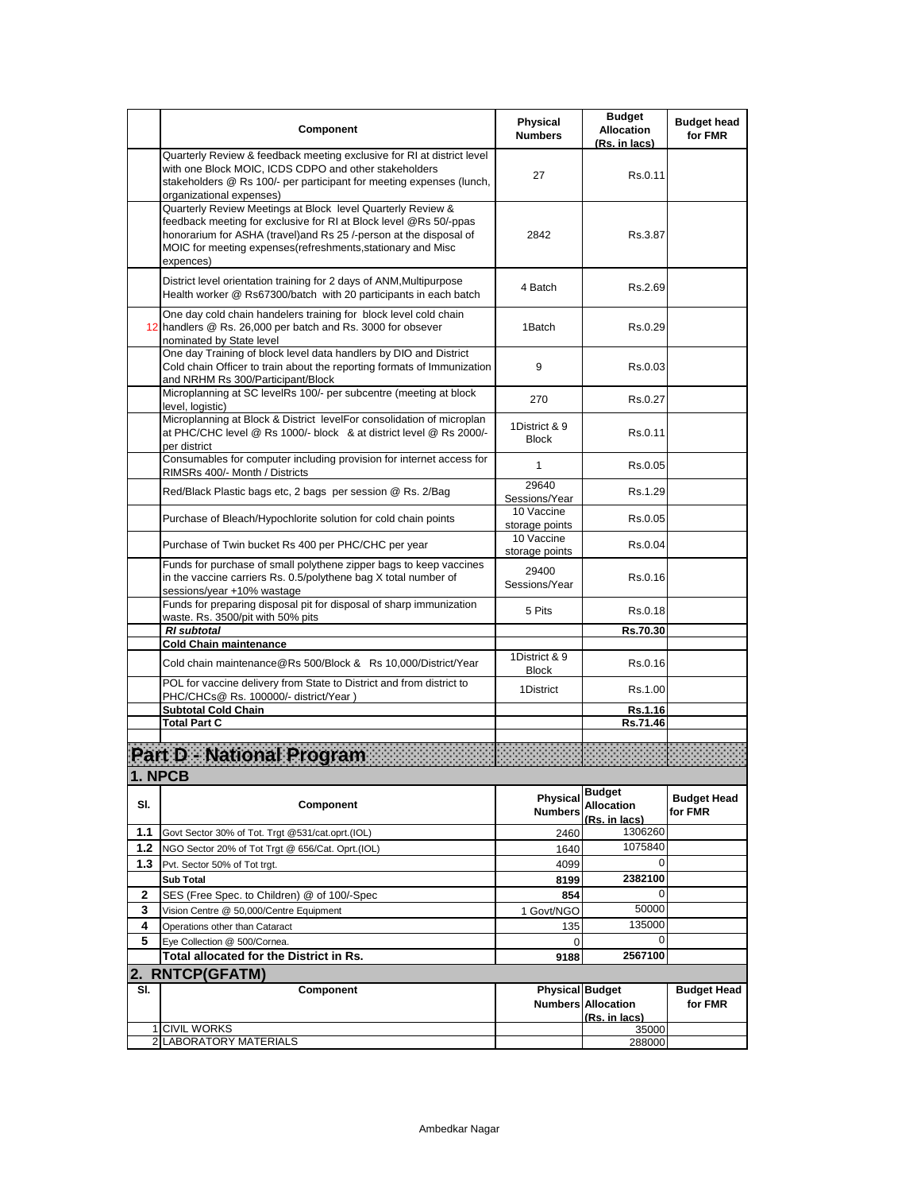|  | Component | Physical Numbers | Budget Allocation (Rs. in lacs) | Budget head for FMR |
|---|---|---|---|---|
|  | Quarterly Review & feedback meeting exclusive for RI at district level with one Block MOIC, ICDS CDPO and other stakeholders stakeholders @ Rs 100/- per participant for meeting expenses (lunch, organizational expenses) | 27 | Rs.0.11 |  |
|  | Quarterly Review Meetings at Block level Quarterly Review & feedback meeting for exclusive for RI at Block level @Rs 50/-ppas honorarium for ASHA (travel)and Rs 25 /-person at the disposal of MOIC for meeting expenses(refreshments,stationary and Misc expences) | 2842 | Rs.3.87 |  |
|  | District level orientation training for 2 days of ANM,Multipurpose Health worker @ Rs67300/batch with 20 participants in each batch | 4 Batch | Rs.2.69 |  |
| 12 | One day cold chain handelers training for block level cold chain handlers @ Rs. 26,000 per batch and Rs. 3000 for obsever nominated by State level | 1Batch | Rs.0.29 |  |
|  | One day Training of block level data handlers by DIO and District Cold chain Officer to train about the reporting formats of Immunization and NRHM Rs 300/Participant/Block | 9 | Rs.0.03 |  |
|  | Microplanning at SC levelRs 100/- per subcentre (meeting at block level, logistic) | 270 | Rs.0.27 |  |
|  | Microplanning at Block & District levelFor consolidation of microplan at PHC/CHC level @ Rs 1000/- block & at district level @ Rs 2000/- per district | 1District & 9 Block | Rs.0.11 |  |
|  | Consumables for computer including provision for internet access for RIMSRs 400/- Month / Districts | 1 | Rs.0.05 |  |
|  | Red/Black Plastic bags etc, 2 bags per session @ Rs. 2/Bag | 29640 Sessions/Year | Rs.1.29 |  |
|  | Purchase of Bleach/Hypochlorite solution for cold chain points | 10 Vaccine storage points | Rs.0.05 |  |
|  | Purchase of Twin bucket Rs 400 per PHC/CHC per year | 10 Vaccine storage points | Rs.0.04 |  |
|  | Funds for purchase of small polythene zipper bags to keep vaccines in the vaccine carriers Rs. 0.5/polythene bag X total number of sessions/year +10% wastage | 29400 Sessions/Year | Rs.0.16 |  |
|  | Funds for preparing disposal pit for disposal of sharp immunization waste. Rs. 3500/pit with 50% pits | 5 Pits | Rs.0.18 |  |
|  | ***RI subtotal*** |  | **Rs.70.30** |  |
|  | **Cold Chain maintenance** |  |  |  |
|  | Cold chain maintenance@Rs 500/Block & Rs 10,000/District/Year | 1District & 9 Block | Rs.0.16 |  |
|  | POL for vaccine delivery from State to District and from district to PHC/CHCs@ Rs. 100000/- district/Year ) | 1District | Rs.1.00 |  |
|  | **Subtotal Cold Chain** |  | **Rs.1.16** |  |
|  | **Total Part C** |  | **Rs.71.46** |  |

# Part D - National Program

## 1. NPCB

| Sl. | Component | Physical Numbers | Budget Allocation (Rs. in lacs) | Budget Head for FMR |
|---|---|---|---|---|
| **1.1** | Govt Sector 30% of Tot. Trgt @531/cat.oprt.(IOL) | 2460 | 1306260 |  |
| **1.2** | NGO Sector 20% of Tot Trgt @ 656/Cat. Oprt.(IOL) | 1640 | 1075840 |  |
| **1.3** | Pvt. Sector 50% of Tot trgt. | 4099 | 0 |  |
|  | **Sub Total** | **8199** | **2382100** |  |
| **2** | SES (Free Spec. to Children) @ of 100/-Spec | 854 | 0 |  |
| **3** | Vision Centre @ 50,000/Centre Equipment | 1 Govt/NGO | 50000 |  |
| **4** | Operations other than Cataract | 135 | 135000 |  |
| **5** | Eye Collection @ 500/Cornea. | 0 | 0 |  |
|  | **Total allocated for the District in Rs.** | **9188** | **2567100** |  |

## 2. RNTCP(GFATM)

| Sl. | Component | Physical Numbers | Budget Allocation (Rs. in lacs) | Budget Head for FMR |
|---|---|---|---|---|
| 1 | CIVIL WORKS |  | 35000 |  |
| 2 | LABORATORY MATERIALS |  | 288000 |  |

Ambedkar Nagar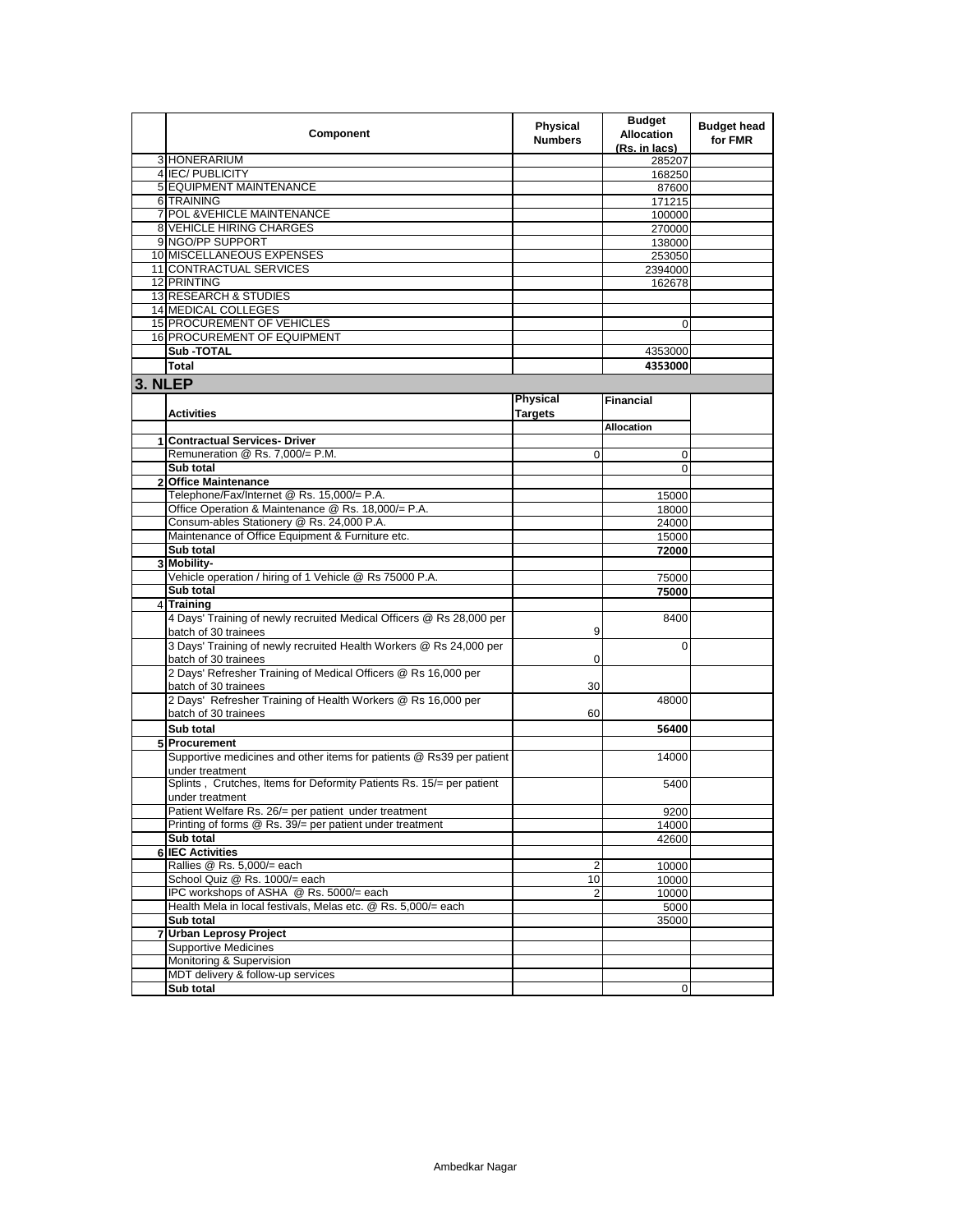| | Component | Physical Numbers | Budget Allocation (Rs. in lacs) | Budget head for FMR |
|---|---|---|---|---|
| 3 | HONERARIUM | | 285207 | |
| 4 | IEC/ PUBLICITY | | 168250 | |
| 5 | EQUIPMENT MAINTENANCE | | 87600 | |
| 6 | TRAINING | | 171215 | |
| 7 | POL &VEHICLE MAINTENANCE | | 100000 | |
| 8 | VEHICLE HIRING CHARGES | | 270000 | |
| 9 | NGO/PP SUPPORT | | 138000 | |
| 10 | MISCELLANEOUS EXPENSES | | 253050 | |
| 11 | CONTRACTUAL SERVICES | | 2394000 | |
| 12 | PRINTING | | 162678 | |
| 13 | RESEARCH & STUDIES | | | |
| 14 | MEDICAL COLLEGES | | | |
| 15 | PROCUREMENT OF VEHICLES | | 0 | |
| 16 | PROCUREMENT OF EQUIPMENT | | | |
| | **Sub -TOTAL** | | 4353000 | |
| | **Total** | | **4353000** | |

## 3. NLEP

| | Activities | Physical Targets | Financial Allocation | |
|---|---|---|---|---|
| 1 | **Contractual Services- Driver** | | | |
| | Remuneration @ Rs. 7,000/= P.M. | 0 | 0 | |
| | **Sub total** | | 0 | |
| 2 | **Office Maintenance** | | | |
| | Telephone/Fax/Internet @ Rs. 15,000/= P.A. | | 15000 | |
| | Office Operation & Maintenance @ Rs. 18,000/= P.A. | | 18000 | |
| | Consum-ables Stationery @ Rs. 24,000 P.A. | | 24000 | |
| | Maintenance of Office Equipment & Furniture etc. | | 15000 | |
| | **Sub total** | | **72000** | |
| 3 | **Mobility-** | | | |
| | Vehicle operation / hiring of 1 Vehicle @ Rs 75000 P.A. | | 75000 | |
| | **Sub total** | | **75000** | |
| 4 | **Training** | | | |
| | 4 Days' Training of newly recruited Medical Officers @ Rs 28,000 per batch of 30 trainees | 9 | 8400 | |
| | 3 Days' Training of newly recruited Health Workers @ Rs 24,000 per batch of 30 trainees | 0 | 0 | |
| | 2 Days' Refresher Training of Medical Officers @ Rs 16,000 per batch of 30 trainees | 30 | | |
| | 2 Days' Refresher Training of Health Workers @ Rs 16,000 per batch of 30 trainees | 60 | 48000 | |
| | **Sub total** | | **56400** | |
| 5 | **Procurement** | | | |
| | Supportive medicines and other items for patients @ Rs39 per patient under treatment | | 14000 | |
| | Splints , Crutches, Items for Deformity Patients Rs. 15/= per patient under treatment | | 5400 | |
| | Patient Welfare Rs. 26/= per patient under treatment | | 9200 | |
| | Printing of forms @ Rs. 39/= per patient under treatment | | 14000 | |
| | **Sub total** | | 42600 | |
| 6 | **IEC Activities** | | | |
| | Rallies @ Rs. 5,000/= each | 2 | 10000 | |
| | School Quiz @ Rs. 1000/= each | 10 | 10000 | |
| | IPC workshops of ASHA @ Rs. 5000/= each | 2 | 10000 | |
| | Health Mela in local festivals, Melas etc. @ Rs. 5,000/= each | | 5000 | |
| | **Sub total** | | 35000 | |
| 7 | **Urban Leprosy Project** | | | |
| | Supportive Medicines | | | |
| | Monitoring & Supervision | | | |
| | MDT delivery & follow-up services | | | |
| | **Sub total** | | 0 | |

Ambedkar Nagar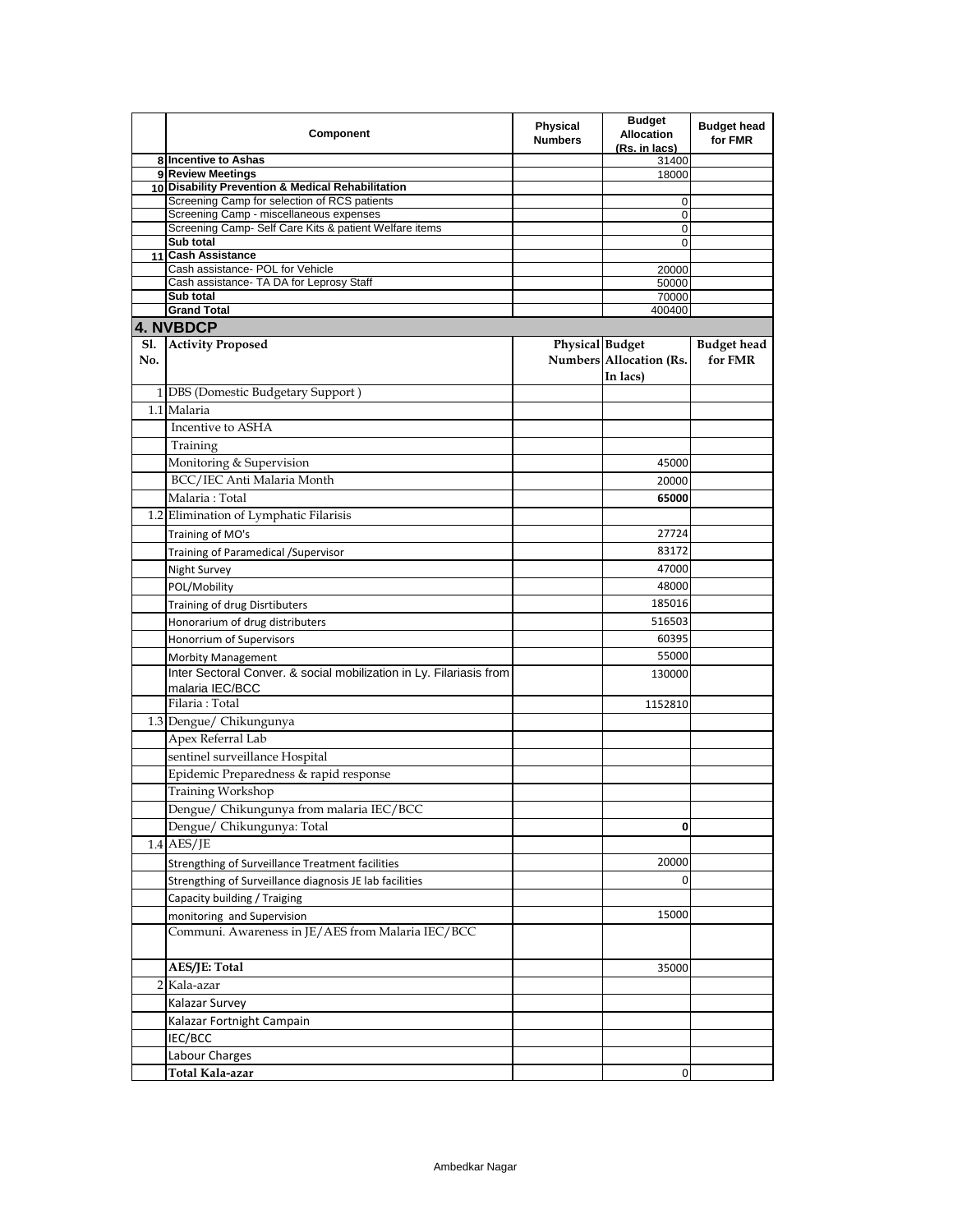| | Component | Physical Numbers | Budget Allocation (Rs. in lacs) | Budget head for FMR |
|---|---|---|---|---|
| 8 | **Incentive to Ashas** | | 31400 | |
| 9 | **Review Meetings** | | 18000 | |
| 10 | **Disability Prevention & Medical Rehabilitation** | | | |
| | Screening Camp for selection of RCS patients | | 0 | |
| | Screening Camp - miscellaneous expenses | | 0 | |
| | Screening Camp- Self Care Kits & patient Welfare items | | 0 | |
| | **Sub total** | | 0 | |
| 11 | **Cash Assistance** | | | |
| | Cash assistance- POL for Vehicle | | 20000 | |
| | Cash assistance- TA DA for Leprosy Staff | | 50000 | |
| | **Sub total** | | 70000 | |
| | **Grand Total** | | 400400 | |

## 4. NVBDCP

| Sl. No. | Activity Proposed | Physical Numbers | Budget Allocation (Rs. In lacs) | Budget head for FMR |
|---|---|---|---|---|
| 1 | DBS (Domestic Budgetary Support ) | | | |
| 1.1 | Malaria | | | |
| | Incentive to ASHA | | | |
| | Training | | | |
| | Monitoring & Supervision | | 45000 | |
| | BCC/IEC Anti Malaria Month | | 20000 | |
| | Malaria : Total | | **65000** | |
| 1.2 | Elimination of Lymphatic Filarisis | | | |
| | Training of MO's | | 27724 | |
| | Training of Paramedical /Supervisor | | 83172 | |
| | Night Survey | | 47000 | |
| | POL/Mobility | | 48000 | |
| | Training of drug Disrtibuters | | 185016 | |
| | Honorarium of drug distributers | | 516503 | |
| | Honorrium of Supervisors | | 60395 | |
| | Morbity Management | | 55000 | |
| | Inter Sectoral Conver. & social mobilization in Ly. Filariasis from malaria IEC/BCC | | 130000 | |
| | Filaria : Total | | 1152810 | |
| 1.3 | Dengue/ Chikungunya | | | |
| | Apex Referral Lab | | | |
| | sentinel surveillance Hospital | | | |
| | Epidemic Preparedness & rapid response | | | |
| | Training Workshop | | | |
| | Dengue/ Chikungunya from malaria IEC/BCC | | | |
| | Dengue/ Chikungunya: Total | | **0** | |
| 1.4 | AES/JE | | | |
| | Strengthing of Surveillance Treatment facilities | | 20000 | |
| | Strengthing of Surveillance diagnosis JE lab facilities | | 0 | |
| | Capacity building / Traiging | | | |
| | monitoring and Supervision | | 15000 | |
| | Communi. Awareness in JE/AES from Malaria IEC/BCC | | | |
| | **AES/JE: Total** | | 35000 | |
| 2 | Kala-azar | | | |
| | Kalazar Survey | | | |
| | Kalazar Fortnight Campain | | | |
| | IEC/BCC | | | |
| | Labour Charges | | | |
| | **Total Kala-azar** | | 0 | |

Ambedkar Nagar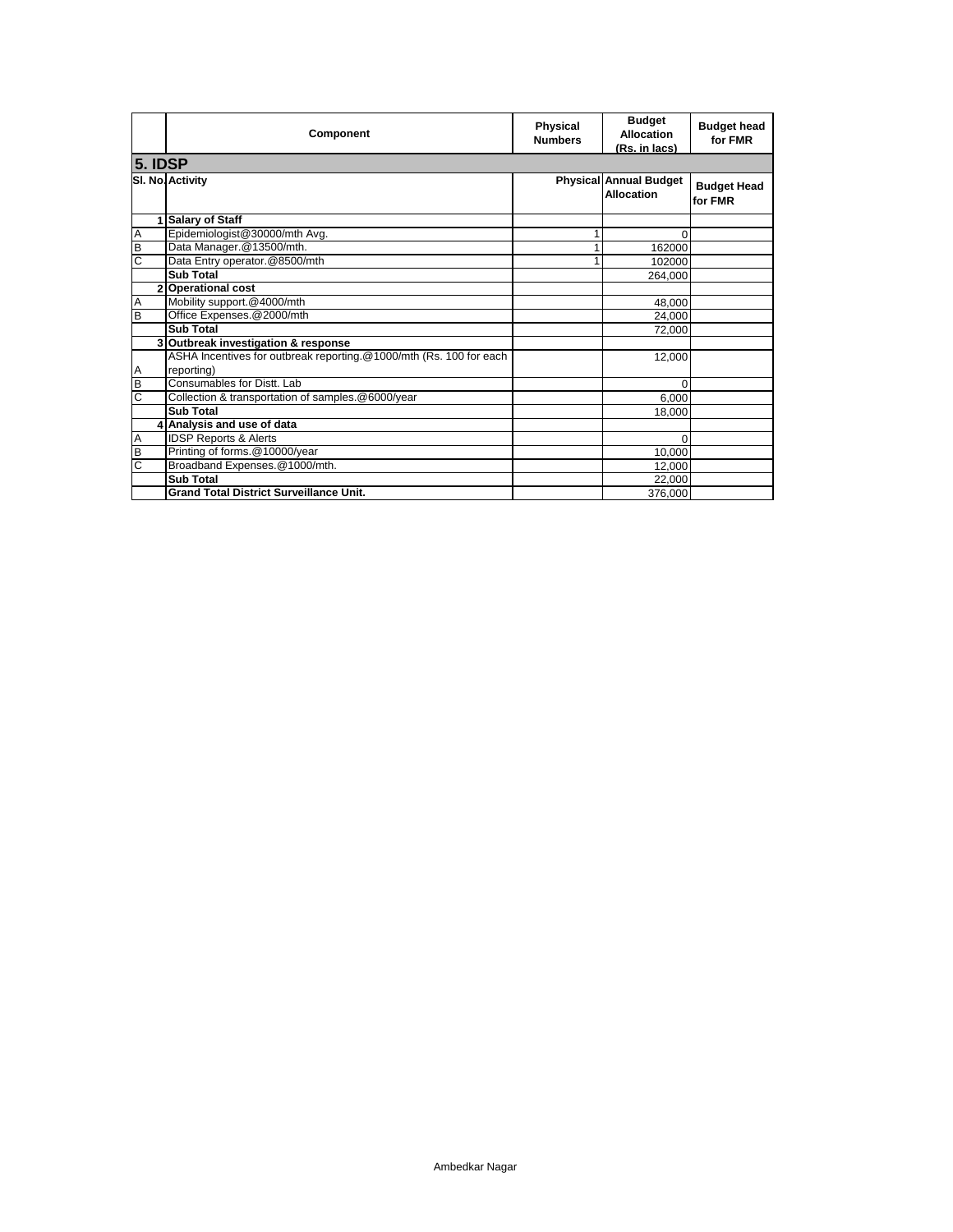| | Component | Physical Numbers | Budget Allocation (Rs. in lacs) | Budget head for FMR |
|---|---|---|---|---|
| **5. IDSP** | | | | |
| **Sl. No.** | **Activity** | **Physical** | **Annual Budget Allocation** | **Budget Head for FMR** |
| **1** | **Salary of Staff** | | | |
| A | Epidemiologist@30000/mth Avg. | 1 | 0 | |
| B | Data Manager.@13500/mth. | 1 | 162000 | |
| C | Data Entry operator.@8500/mth | 1 | 102000 | |
| | **Sub Total** | | 264,000 | |
| **2** | **Operational cost** | | | |
| A | Mobility support.@4000/mth | | 48,000 | |
| B | Office Expenses.@2000/mth | | 24,000 | |
| | **Sub Total** | | 72,000 | |
| **3** | **Outbreak investigation & response** | | | |
| A | ASHA Incentives for outbreak reporting.@1000/mth (Rs. 100 for each reporting) | | 12,000 | |
| B | Consumables for Distt. Lab | | 0 | |
| C | Collection & transportation of samples.@6000/year | | 6,000 | |
| | **Sub Total** | | 18,000 | |
| **4** | **Analysis and use of data** | | | |
| A | IDSP Reports & Alerts | | 0 | |
| B | Printing of forms.@10000/year | | 10,000 | |
| C | Broadband Expenses.@1000/mth. | | 12,000 | |
| | **Sub Total** | | 22,000 | |
| | **Grand Total District Surveillance Unit.** | | 376,000 | |